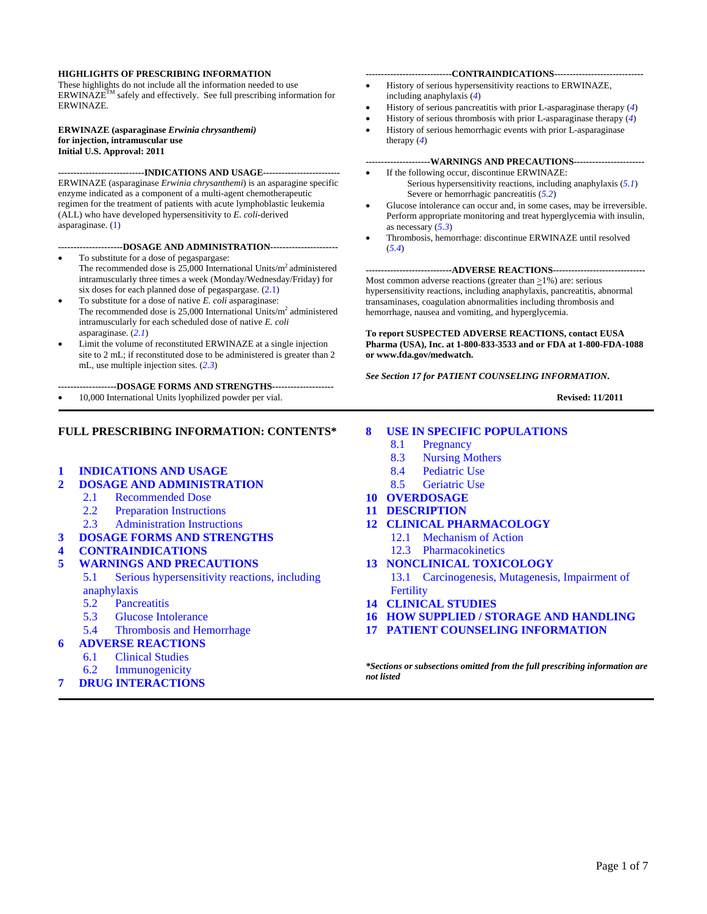**HIGHLIGHTS OF PRESCRIBING INFORMATION**

These highlights do not include all the information needed to use ERWINAZE™ safely and effectively. See full prescribing information for ERWINAZE.

**ERWINAZE (asparaginase *Erwinia chrysanthemi*)**
**for injection, intramuscular use**
**Initial U.S. Approval: 2011**

**----------------------------INDICATIONS AND USAGE-------------------------**

ERWINAZE (asparaginase *Erwinia chrysanthemi*) is an asparagine specific enzyme indicated as a component of a multi-agent chemotherapeutic regimen for the treatment of patients with acute lymphoblastic leukemia (ALL) who have developed hypersensitivity to *E. coli*-derived asparaginase. (1)

**---------------------DOSAGE AND ADMINISTRATION---------------------**

- To substitute for a dose of pegaspargase:
  The recommended dose is 25,000 International Units/$m^2$ administered intramuscularly three times a week (Monday/Wednesday/Friday) for six doses for each planned dose of pegaspargase. (2.1)
- To substitute for a dose of native *E. coli* asparaginase:
  The recommended dose is 25,000 International Units/$m^2$ administered intramuscularly for each scheduled dose of native *E. coli* asparaginase. (*2.1*)
- Limit the volume of reconstituted ERWINAZE at a single injection site to 2 mL; if reconstituted dose to be administered is greater than 2 mL, use multiple injection sites. (*2.3*)

**-------------------DOSAGE FORMS AND STRENGTHS--------------------**

- 10,000 International Units lyophilized powder per vial.

**----------------------------CONTRAINDICATIONS-----------------------------**

- History of serious hypersensitivity reactions to ERWINAZE, including anaphylaxis (*4*)
- History of serious pancreatitis with prior L-asparaginase therapy (*4*)
- History of serious thrombosis with prior L-asparaginase therapy (*4*)
- History of serious hemorrhagic events with prior L-asparaginase therapy (*4*)

**---------------------WARNINGS AND PRECAUTIONS-----------------------**

- If the following occur, discontinue ERWINAZE:
  - Serious hypersensitivity reactions, including anaphylaxis (*5.1*)
  - Severe or hemorrhagic pancreatitis (*5.2*)
- Glucose intolerance can occur and, in some cases, may be irreversible. Perform appropriate monitoring and treat hyperglycemia with insulin, as necessary (*5.3*)
- Thrombosis, hemorrhage: discontinue ERWINAZE until resolved (*5.4*)

**----------------------------ADVERSE REACTIONS------------------------------**

Most common adverse reactions (greater than ≥1%) are: serious hypersensitivity reactions, including anaphylaxis, pancreatitis, abnormal transaminases, coagulation abnormalities including thrombosis and hemorrhage, nausea and vomiting, and hyperglycemia.

**To report SUSPECTED ADVERSE REACTIONS, contact EUSA Pharma (USA), Inc. at 1-800-833-3533 and or FDA at 1-800-FDA-1088 or www.fda.gov/medwatch.**

***See Section 17 for PATIENT COUNSELING INFORMATION.***

**Revised: 11/2011**

---

## FULL PRESCRIBING INFORMATION: CONTENTS*

**1 INDICATIONS AND USAGE**
**2 DOSAGE AND ADMINISTRATION**
- 2.1 Recommended Dose
- 2.2 Preparation Instructions
- 2.3 Administration Instructions

**3 DOSAGE FORMS AND STRENGTHS**
**4 CONTRAINDICATIONS**
**5 WARNINGS AND PRECAUTIONS**
- 5.1 Serious hypersensitivity reactions, including anaphylaxis
- 5.2 Pancreatitis
- 5.3 Glucose Intolerance
- 5.4 Thrombosis and Hemorrhage

**6 ADVERSE REACTIONS**
- 6.1 Clinical Studies
- 6.2 Immunogenicity

**7 DRUG INTERACTIONS**
**8 USE IN SPECIFIC POPULATIONS**
- 8.1 Pregnancy
- 8.3 Nursing Mothers
- 8.4 Pediatric Use
- 8.5 Geriatric Use

**10 OVERDOSAGE**
**11 DESCRIPTION**
**12 CLINICAL PHARMACOLOGY**
- 12.1 Mechanism of Action
- 12.3 Pharmacokinetics

**13 NONCLINICAL TOXICOLOGY**
- 13.1 Carcinogenesis, Mutagenesis, Impairment of Fertility

**14 CLINICAL STUDIES**
**16 HOW SUPPLIED / STORAGE AND HANDLING**
**17 PATIENT COUNSELING INFORMATION**

***Sections or subsections omitted from the full prescribing information are not listed***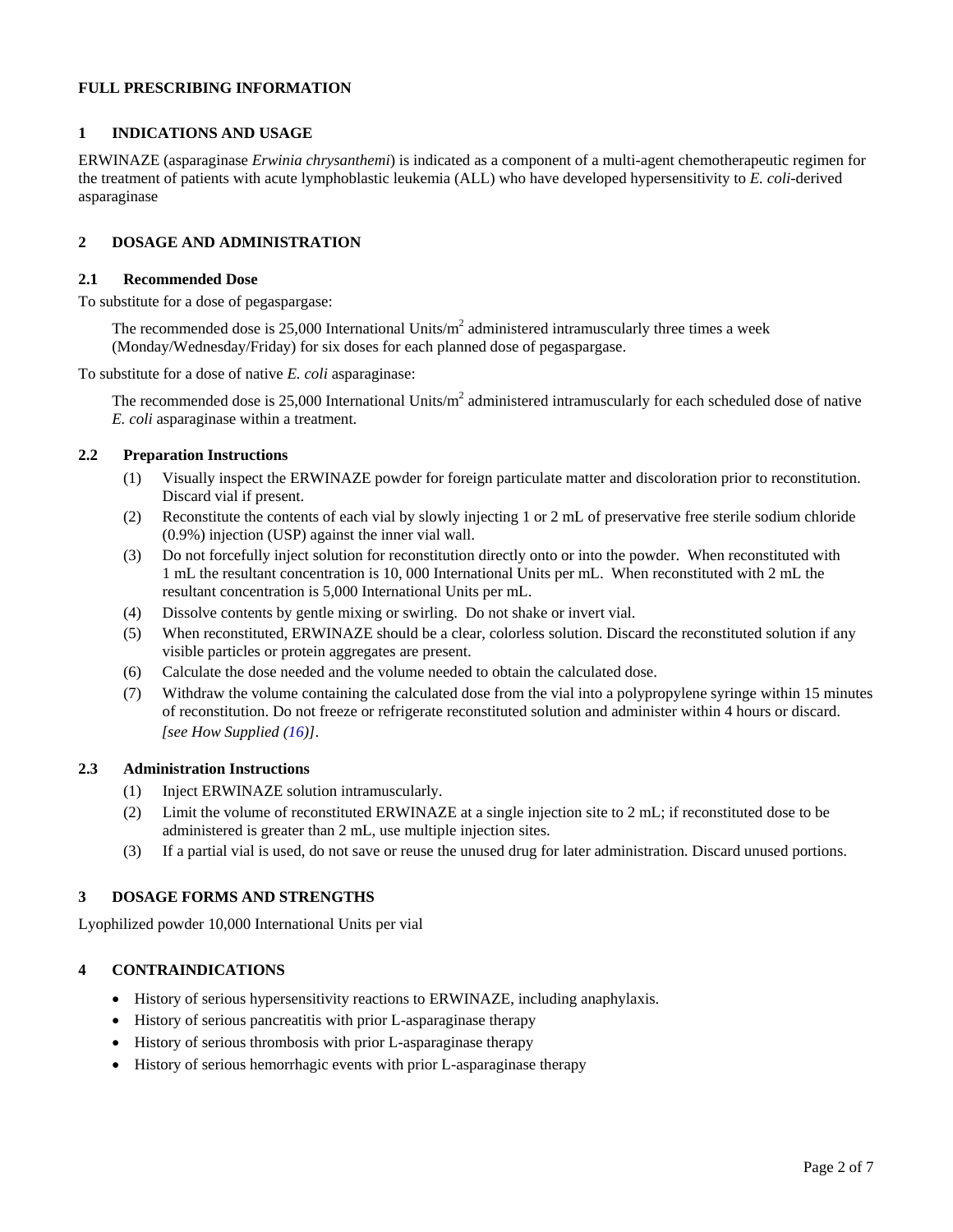## FULL PRESCRIBING INFORMATION

## 1 INDICATIONS AND USAGE

ERWINAZE (asparaginase *Erwinia chrysanthemi*) is indicated as a component of a multi-agent chemotherapeutic regimen for the treatment of patients with acute lymphoblastic leukemia (ALL) who have developed hypersensitivity to *E. coli*-derived asparaginase

## 2 DOSAGE AND ADMINISTRATION

### 2.1 Recommended Dose

To substitute for a dose of pegaspargase:

The recommended dose is 25,000 International Units/$m^2$ administered intramuscularly three times a week (Monday/Wednesday/Friday) for six doses for each planned dose of pegaspargase.

To substitute for a dose of native *E. coli* asparaginase:

The recommended dose is 25,000 International Units/$m^2$ administered intramuscularly for each scheduled dose of native *E. coli* asparaginase within a treatment.

### 2.2 Preparation Instructions

(1) Visually inspect the ERWINAZE powder for foreign particulate matter and discoloration prior to reconstitution. Discard vial if present.

(2) Reconstitute the contents of each vial by slowly injecting 1 or 2 mL of preservative free sterile sodium chloride (0.9%) injection (USP) against the inner vial wall.

(3) Do not forcefully inject solution for reconstitution directly onto or into the powder. When reconstituted with 1 mL the resultant concentration is 10, 000 International Units per mL. When reconstituted with 2 mL the resultant concentration is 5,000 International Units per mL.

(4) Dissolve contents by gentle mixing or swirling. Do not shake or invert vial.

(5) When reconstituted, ERWINAZE should be a clear, colorless solution. Discard the reconstituted solution if any visible particles or protein aggregates are present.

(6) Calculate the dose needed and the volume needed to obtain the calculated dose.

(7) Withdraw the volume containing the calculated dose from the vial into a polypropylene syringe within 15 minutes of reconstitution. Do not freeze or refrigerate reconstituted solution and administer within 4 hours or discard. *[see How Supplied (16)]*.

### 2.3 Administration Instructions

(1) Inject ERWINAZE solution intramuscularly.

(2) Limit the volume of reconstituted ERWINAZE at a single injection site to 2 mL; if reconstituted dose to be administered is greater than 2 mL, use multiple injection sites.

(3) If a partial vial is used, do not save or reuse the unused drug for later administration. Discard unused portions.

## 3 DOSAGE FORMS AND STRENGTHS

Lyophilized powder 10,000 International Units per vial

## 4 CONTRAINDICATIONS

- History of serious hypersensitivity reactions to ERWINAZE, including anaphylaxis.
- History of serious pancreatitis with prior L-asparaginase therapy
- History of serious thrombosis with prior L-asparaginase therapy
- History of serious hemorrhagic events with prior L-asparaginase therapy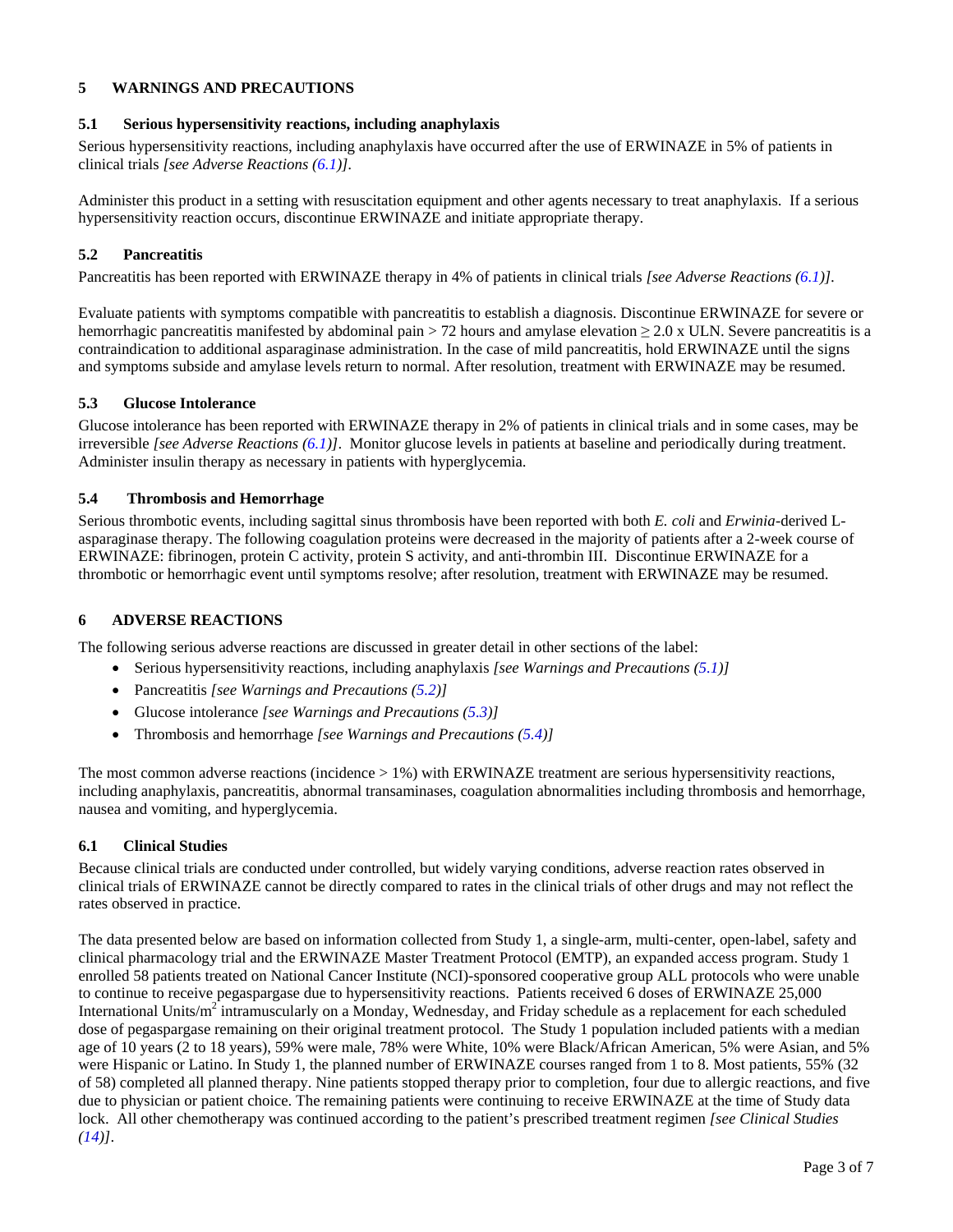## 5 WARNINGS AND PRECAUTIONS

### 5.1 Serious hypersensitivity reactions, including anaphylaxis

Serious hypersensitivity reactions, including anaphylaxis have occurred after the use of ERWINAZE in 5% of patients in clinical trials *[see Adverse Reactions (6.1)]*.

Administer this product in a setting with resuscitation equipment and other agents necessary to treat anaphylaxis. If a serious hypersensitivity reaction occurs, discontinue ERWINAZE and initiate appropriate therapy.

### 5.2 Pancreatitis

Pancreatitis has been reported with ERWINAZE therapy in 4% of patients in clinical trials *[see Adverse Reactions (6.1)]*.

Evaluate patients with symptoms compatible with pancreatitis to establish a diagnosis. Discontinue ERWINAZE for severe or hemorrhagic pancreatitis manifested by abdominal pain > 72 hours and amylase elevation ≥ 2.0 x ULN. Severe pancreatitis is a contraindication to additional asparaginase administration. In the case of mild pancreatitis, hold ERWINAZE until the signs and symptoms subside and amylase levels return to normal. After resolution, treatment with ERWINAZE may be resumed.

### 5.3 Glucose Intolerance

Glucose intolerance has been reported with ERWINAZE therapy in 2% of patients in clinical trials and in some cases, may be irreversible *[see Adverse Reactions (6.1)]*. Monitor glucose levels in patients at baseline and periodically during treatment. Administer insulin therapy as necessary in patients with hyperglycemia.

### 5.4 Thrombosis and Hemorrhage

Serious thrombotic events, including sagittal sinus thrombosis have been reported with both *E. coli* and *Erwinia*-derived L-asparaginase therapy. The following coagulation proteins were decreased in the majority of patients after a 2-week course of ERWINAZE: fibrinogen, protein C activity, protein S activity, and anti-thrombin III. Discontinue ERWINAZE for a thrombotic or hemorrhagic event until symptoms resolve; after resolution, treatment with ERWINAZE may be resumed.

## 6 ADVERSE REACTIONS

The following serious adverse reactions are discussed in greater detail in other sections of the label:

- Serious hypersensitivity reactions, including anaphylaxis *[see Warnings and Precautions (5.1)]*
- Pancreatitis *[see Warnings and Precautions (5.2)]*
- Glucose intolerance *[see Warnings and Precautions (5.3)]*
- Thrombosis and hemorrhage *[see Warnings and Precautions (5.4)]*

The most common adverse reactions (incidence > 1%) with ERWINAZE treatment are serious hypersensitivity reactions, including anaphylaxis, pancreatitis, abnormal transaminases, coagulation abnormalities including thrombosis and hemorrhage, nausea and vomiting, and hyperglycemia.

### 6.1 Clinical Studies

Because clinical trials are conducted under controlled, but widely varying conditions, adverse reaction rates observed in clinical trials of ERWINAZE cannot be directly compared to rates in the clinical trials of other drugs and may not reflect the rates observed in practice.

The data presented below are based on information collected from Study 1, a single-arm, multi-center, open-label, safety and clinical pharmacology trial and the ERWINAZE Master Treatment Protocol (EMTP), an expanded access program. Study 1 enrolled 58 patients treated on National Cancer Institute (NCI)-sponsored cooperative group ALL protocols who were unable to continue to receive pegaspargase due to hypersensitivity reactions. Patients received 6 doses of ERWINAZE 25,000 International Units/$m^2$ intramuscularly on a Monday, Wednesday, and Friday schedule as a replacement for each scheduled dose of pegaspargase remaining on their original treatment protocol. The Study 1 population included patients with a median age of 10 years (2 to 18 years), 59% were male, 78% were White, 10% were Black/African American, 5% were Asian, and 5% were Hispanic or Latino. In Study 1, the planned number of ERWINAZE courses ranged from 1 to 8. Most patients, 55% (32 of 58) completed all planned therapy. Nine patients stopped therapy prior to completion, four due to allergic reactions, and five due to physician or patient choice. The remaining patients were continuing to receive ERWINAZE at the time of Study data lock. All other chemotherapy was continued according to the patient's prescribed treatment regimen *[see Clinical Studies (14)]*.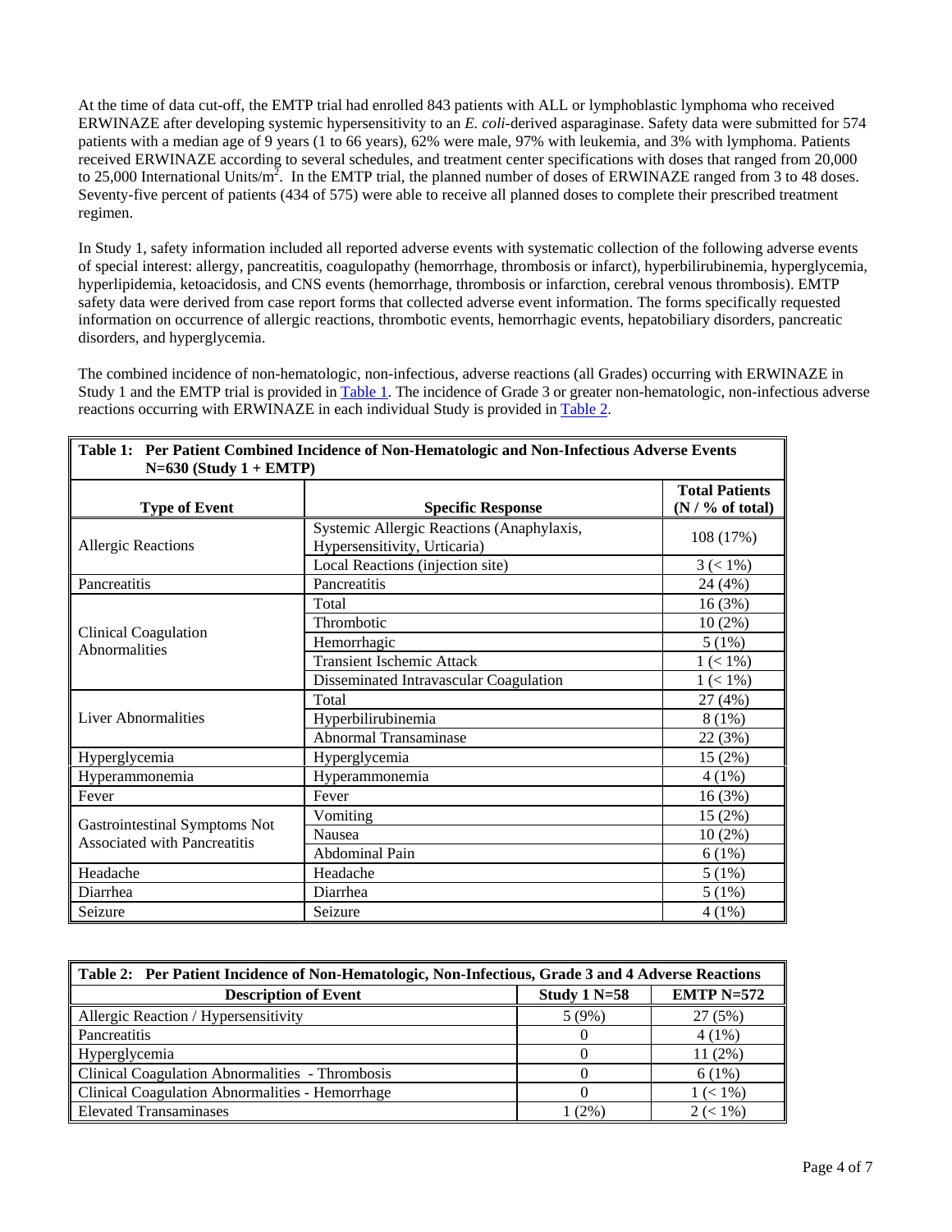At the time of data cut-off, the EMTP trial had enrolled 843 patients with ALL or lymphoblastic lymphoma who received ERWINAZE after developing systemic hypersensitivity to an *E. coli*-derived asparaginase. Safety data were submitted for 574 patients with a median age of 9 years (1 to 66 years), 62% were male, 97% with leukemia, and 3% with lymphoma. Patients received ERWINAZE according to several schedules, and treatment center specifications with doses that ranged from 20,000 to 25,000 International Units/$m^2$. In the EMTP trial, the planned number of doses of ERWINAZE ranged from 3 to 48 doses. Seventy-five percent of patients (434 of 575) were able to receive all planned doses to complete their prescribed treatment regimen.

In Study 1, safety information included all reported adverse events with systematic collection of the following adverse events of special interest: allergy, pancreatitis, coagulopathy (hemorrhage, thrombosis or infarct), hyperbilirubinemia, hyperglycemia, hyperlipidemia, ketoacidosis, and CNS events (hemorrhage, thrombosis or infarction, cerebral venous thrombosis). EMTP safety data were derived from case report forms that collected adverse event information. The forms specifically requested information on occurrence of allergic reactions, thrombotic events, hemorrhagic events, hepatobiliary disorders, pancreatic disorders, and hyperglycemia.

The combined incidence of non-hematologic, non-infectious, adverse reactions (all Grades) occurring with ERWINAZE in Study 1 and the EMTP trial is provided in Table 1. The incidence of Grade 3 or greater non-hematologic, non-infectious adverse reactions occurring with ERWINAZE in each individual Study is provided in Table 2.

**Table 1: Per Patient Combined Incidence of Non-Hematologic and Non-Infectious Adverse Events N=630 (Study 1 + EMTP)**

| Type of Event | Specific Response | Total Patients (N / % of total) |
|---|---|---|
| Allergic Reactions | Systemic Allergic Reactions (Anaphylaxis, Hypersensitivity, Urticaria) | 108 (17%) |
| | Local Reactions (injection site) | 3 (< 1%) |
| Pancreatitis | Pancreatitis | 24 (4%) |
| Clinical Coagulation Abnormalities | Total | 16 (3%) |
| | Thrombotic | 10 (2%) |
| | Hemorrhagic | 5 (1%) |
| | Transient Ischemic Attack | 1 (< 1%) |
| | Disseminated Intravascular Coagulation | 1 (< 1%) |
| Liver Abnormalities | Total | 27 (4%) |
| | Hyperbilirubinemia | 8 (1%) |
| | Abnormal Transaminase | 22 (3%) |
| Hyperglycemia | Hyperglycemia | 15 (2%) |
| Hyperammonemia | Hyperammonemia | 4 (1%) |
| Fever | Fever | 16 (3%) |
| Gastrointestinal Symptoms Not Associated with Pancreatitis | Vomiting | 15 (2%) |
| | Nausea | 10 (2%) |
| | Abdominal Pain | 6 (1%) |
| Headache | Headache | 5 (1%) |
| Diarrhea | Diarrhea | 5 (1%) |
| Seizure | Seizure | 4 (1%) |

**Table 2: Per Patient Incidence of Non-Hematologic, Non-Infectious, Grade 3 and 4 Adverse Reactions**

| Description of Event | Study 1 N=58 | EMTP N=572 |
|---|---|---|
| Allergic Reaction / Hypersensitivity | 5 (9%) | 27 (5%) |
| Pancreatitis | 0 | 4 (1%) |
| Hyperglycemia | 0 | 11 (2%) |
| Clinical Coagulation Abnormalities - Thrombosis | 0 | 6 (1%) |
| Clinical Coagulation Abnormalities - Hemorrhage | 0 | 1 (< 1%) |
| Elevated Transaminases | 1 (2%) | 2 (< 1%) |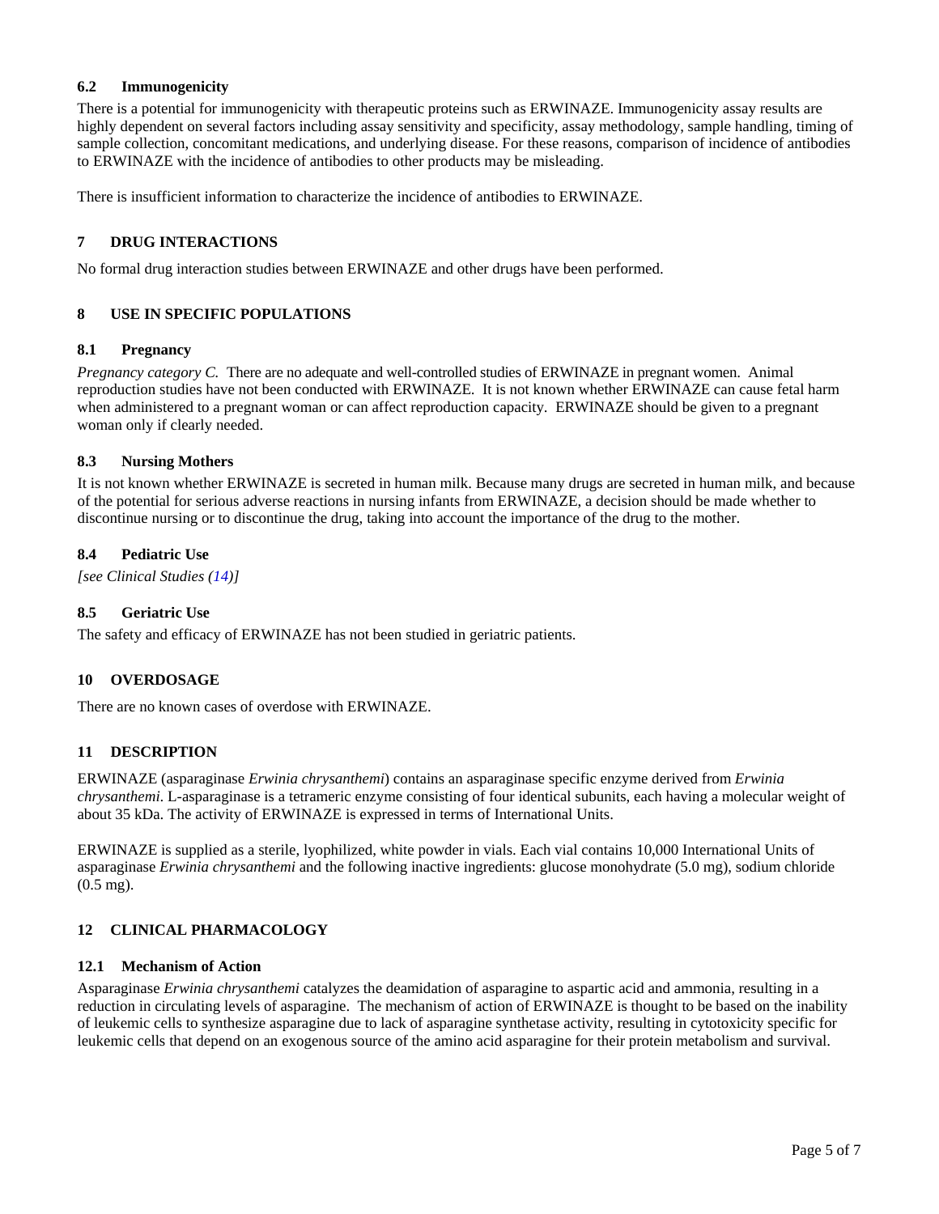### 6.2 Immunogenicity

There is a potential for immunogenicity with therapeutic proteins such as ERWINAZE. Immunogenicity assay results are highly dependent on several factors including assay sensitivity and specificity, assay methodology, sample handling, timing of sample collection, concomitant medications, and underlying disease. For these reasons, comparison of incidence of antibodies to ERWINAZE with the incidence of antibodies to other products may be misleading.

There is insufficient information to characterize the incidence of antibodies to ERWINAZE.

## 7 DRUG INTERACTIONS

No formal drug interaction studies between ERWINAZE and other drugs have been performed.

## 8 USE IN SPECIFIC POPULATIONS

### 8.1 Pregnancy

*Pregnancy category C.* There are no adequate and well-controlled studies of ERWINAZE in pregnant women. Animal reproduction studies have not been conducted with ERWINAZE. It is not known whether ERWINAZE can cause fetal harm when administered to a pregnant woman or can affect reproduction capacity. ERWINAZE should be given to a pregnant woman only if clearly needed.

### 8.3 Nursing Mothers

It is not known whether ERWINAZE is secreted in human milk. Because many drugs are secreted in human milk, and because of the potential for serious adverse reactions in nursing infants from ERWINAZE, a decision should be made whether to discontinue nursing or to discontinue the drug, taking into account the importance of the drug to the mother.

### 8.4 Pediatric Use

*[see Clinical Studies (14)]*

### 8.5 Geriatric Use

The safety and efficacy of ERWINAZE has not been studied in geriatric patients.

## 10 OVERDOSAGE

There are no known cases of overdose with ERWINAZE.

## 11 DESCRIPTION

ERWINAZE (asparaginase *Erwinia chrysanthemi*) contains an asparaginase specific enzyme derived from *Erwinia chrysanthemi*. L-asparaginase is a tetrameric enzyme consisting of four identical subunits, each having a molecular weight of about 35 kDa. The activity of ERWINAZE is expressed in terms of International Units.

ERWINAZE is supplied as a sterile, lyophilized, white powder in vials. Each vial contains 10,000 International Units of asparaginase *Erwinia chrysanthemi* and the following inactive ingredients: glucose monohydrate (5.0 mg), sodium chloride (0.5 mg).

## 12 CLINICAL PHARMACOLOGY

### 12.1 Mechanism of Action

Asparaginase *Erwinia chrysanthemi* catalyzes the deamidation of asparagine to aspartic acid and ammonia, resulting in a reduction in circulating levels of asparagine. The mechanism of action of ERWINAZE is thought to be based on the inability of leukemic cells to synthesize asparagine due to lack of asparagine synthetase activity, resulting in cytotoxicity specific for leukemic cells that depend on an exogenous source of the amino acid asparagine for their protein metabolism and survival.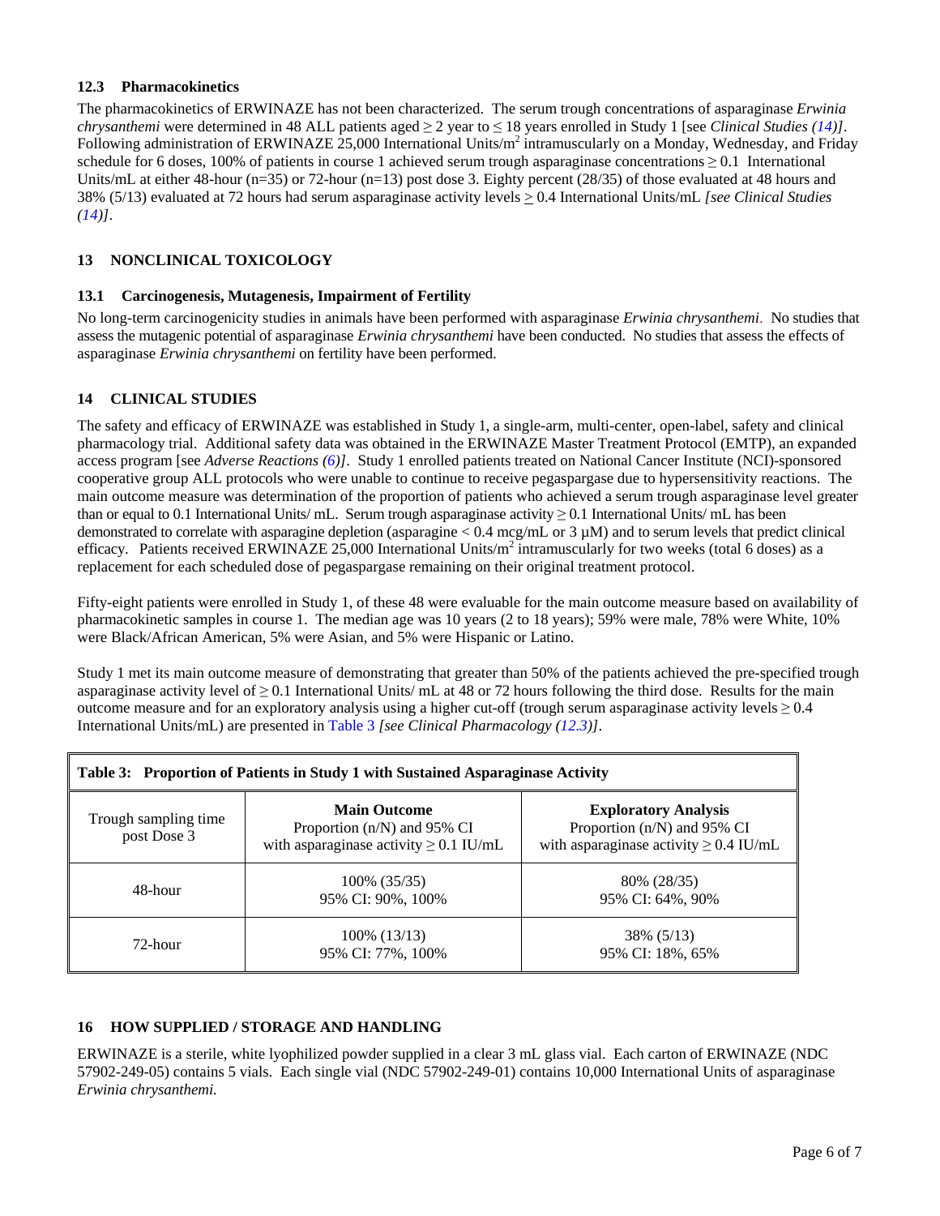### 12.3 Pharmacokinetics

The pharmacokinetics of ERWINAZE has not been characterized. The serum trough concentrations of asparaginase *Erwinia chrysanthemi* were determined in 48 ALL patients aged ≥ 2 year to ≤ 18 years enrolled in Study 1 [see *Clinical Studies (14)]*. Following administration of ERWINAZE 25,000 International Units/m$^2$ intramuscularly on a Monday, Wednesday, and Friday schedule for 6 doses, 100% of patients in course 1 achieved serum trough asparaginase concentrations ≥ 0.1 International Units/mL at either 48-hour (n=35) or 72-hour (n=13) post dose 3. Eighty percent (28/35) of those evaluated at 48 hours and 38% (5/13) evaluated at 72 hours had serum asparaginase activity levels ≥ 0.4 International Units/mL *[see Clinical Studies (14)]*.

## 13 NONCLINICAL TOXICOLOGY

### 13.1 Carcinogenesis, Mutagenesis, Impairment of Fertility

No long-term carcinogenicity studies in animals have been performed with asparaginase *Erwinia chrysanthemi*. No studies that assess the mutagenic potential of asparaginase *Erwinia chrysanthemi* have been conducted. No studies that assess the effects of asparaginase *Erwinia chrysanthemi* on fertility have been performed.

## 14 CLINICAL STUDIES

The safety and efficacy of ERWINAZE was established in Study 1, a single-arm, multi-center, open-label, safety and clinical pharmacology trial. Additional safety data was obtained in the ERWINAZE Master Treatment Protocol (EMTP), an expanded access program [see *Adverse Reactions (6)]*. Study 1 enrolled patients treated on National Cancer Institute (NCI)-sponsored cooperative group ALL protocols who were unable to continue to receive pegaspargase due to hypersensitivity reactions. The main outcome measure was determination of the proportion of patients who achieved a serum trough asparaginase level greater than or equal to 0.1 International Units/ mL. Serum trough asparaginase activity ≥ 0.1 International Units/ mL has been demonstrated to correlate with asparagine depletion (asparagine < 0.4 mcg/mL or 3 µM) and to serum levels that predict clinical efficacy. Patients received ERWINAZE 25,000 International Units/m$^2$ intramuscularly for two weeks (total 6 doses) as a replacement for each scheduled dose of pegaspargase remaining on their original treatment protocol.

Fifty-eight patients were enrolled in Study 1, of these 48 were evaluable for the main outcome measure based on availability of pharmacokinetic samples in course 1. The median age was 10 years (2 to 18 years); 59% were male, 78% were White, 10% were Black/African American, 5% were Asian, and 5% were Hispanic or Latino.

Study 1 met its main outcome measure of demonstrating that greater than 50% of the patients achieved the pre-specified trough asparaginase activity level of ≥ 0.1 International Units/ mL at 48 or 72 hours following the third dose. Results for the main outcome measure and for an exploratory analysis using a higher cut-off (trough serum asparaginase activity levels ≥ 0.4 International Units/mL) are presented in Table 3 *[see Clinical Pharmacology (12.3)]*.

**Table 3: Proportion of Patients in Study 1 with Sustained Asparaginase Activity**

| Trough sampling time post Dose 3 | **Main Outcome** Proportion (n/N) and 95% CI with asparaginase activity ≥ 0.1 IU/mL | **Exploratory Analysis** Proportion (n/N) and 95% CI with asparaginase activity ≥ 0.4 IU/mL |
|---|---|---|
| 48-hour | 100% (35/35) 95% CI: 90%, 100% | 80% (28/35) 95% CI: 64%, 90% |
| 72-hour | 100% (13/13) 95% CI: 77%, 100% | 38% (5/13) 95% CI: 18%, 65% |

## 16 HOW SUPPLIED / STORAGE AND HANDLING

ERWINAZE is a sterile, white lyophilized powder supplied in a clear 3 mL glass vial. Each carton of ERWINAZE (NDC 57902-249-05) contains 5 vials. Each single vial (NDC 57902-249-01) contains 10,000 International Units of asparaginase *Erwinia chrysanthemi.*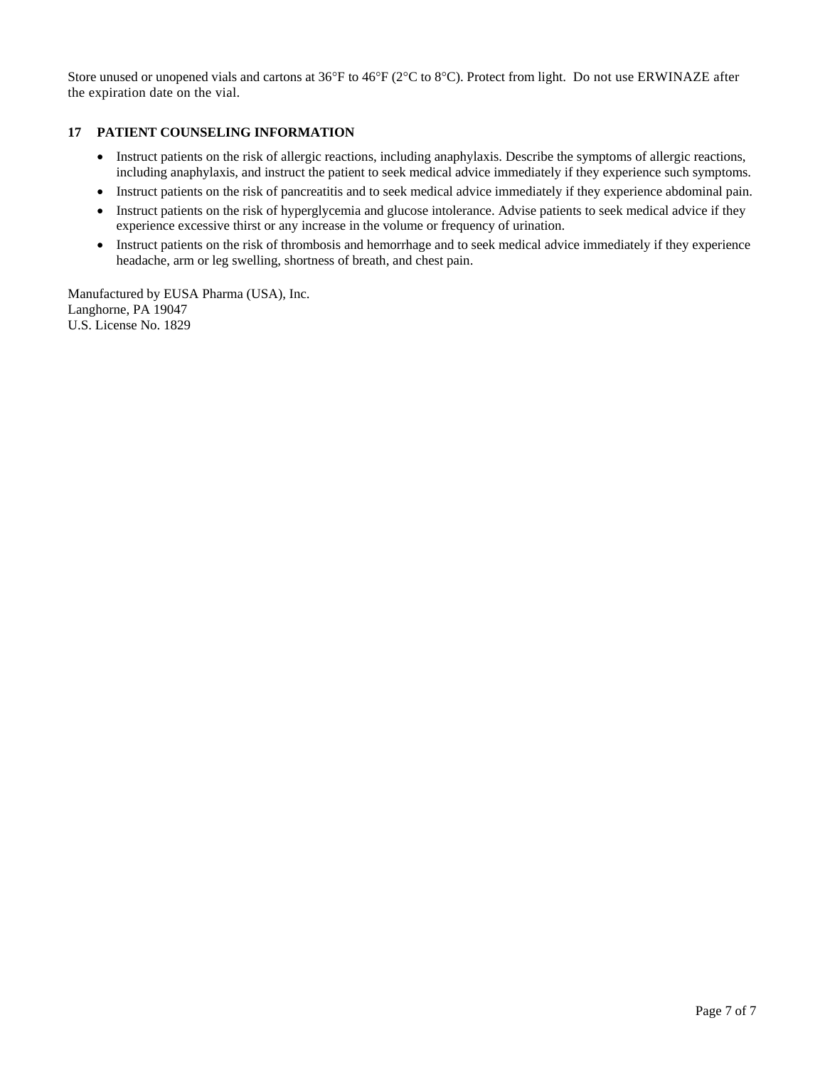Store unused or unopened vials and cartons at 36°F to 46°F (2°C to 8°C). Protect from light. Do not use ERWINAZE after the expiration date on the vial.

## 17 PATIENT COUNSELING INFORMATION

- Instruct patients on the risk of allergic reactions, including anaphylaxis. Describe the symptoms of allergic reactions, including anaphylaxis, and instruct the patient to seek medical advice immediately if they experience such symptoms.
- Instruct patients on the risk of pancreatitis and to seek medical advice immediately if they experience abdominal pain.
- Instruct patients on the risk of hyperglycemia and glucose intolerance. Advise patients to seek medical advice if they experience excessive thirst or any increase in the volume or frequency of urination.
- Instruct patients on the risk of thrombosis and hemorrhage and to seek medical advice immediately if they experience headache, arm or leg swelling, shortness of breath, and chest pain.

Manufactured by EUSA Pharma (USA), Inc.
Langhorne, PA 19047
U.S. License No. 1829